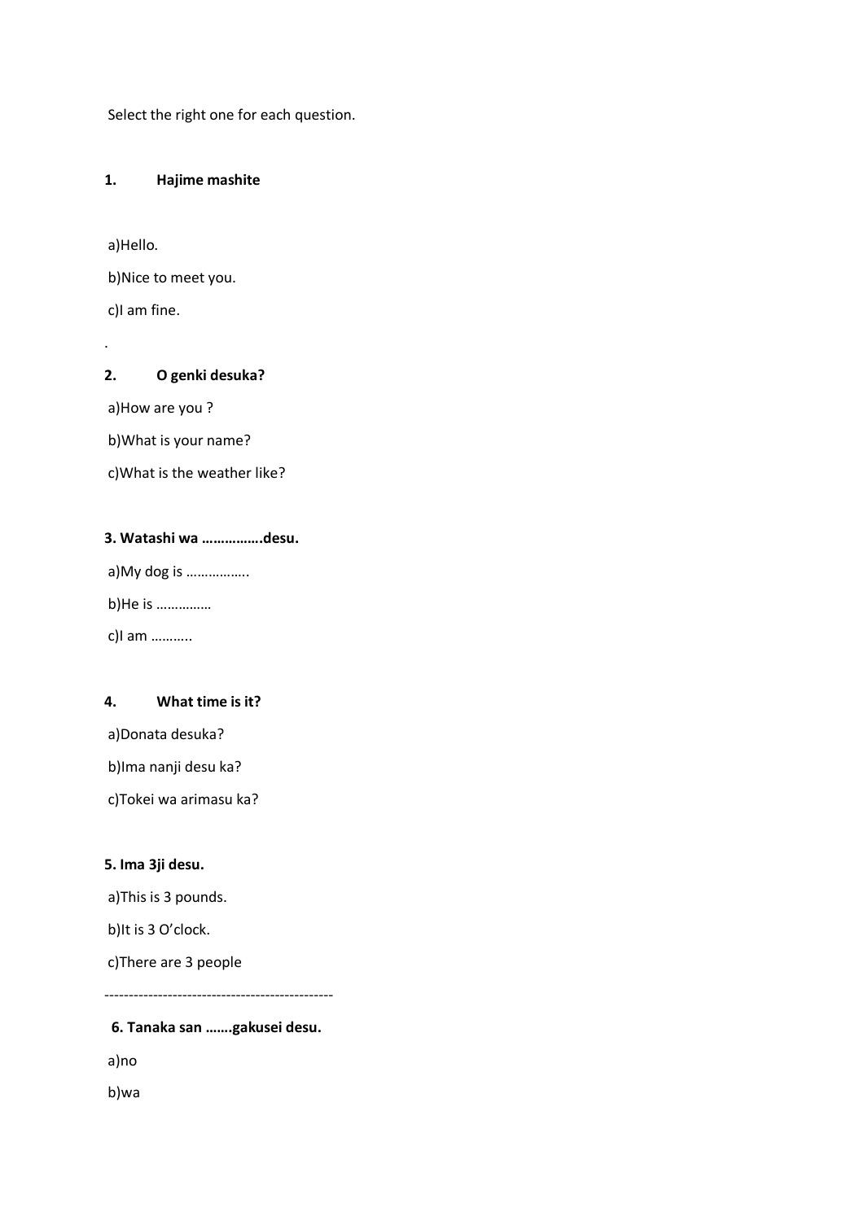Select the right one for each question.

**1. Hajime mashite**

a)Hello.

b)Nice to meet you.

c)I am fine.

.

**2. O genki desuka?**

a)How are you ?

b)What is your name?

c)What is the weather like?

**3. Watashi wa …………….desu.**

a)My dog is …………….

b)He is ……………

c)I am ………..

**4. What time is it?**

a)Donata desuka?

b)Ima nanji desu ka?

c)Tokei wa arimasu ka?

**5. Ima 3ji desu.**

a)This is 3 pounds.

b)It is 3 O'clock.

c)There are 3 people

-----------------------------------------------

**6. Tanaka san …….gakusei desu.**

a)no

b)wa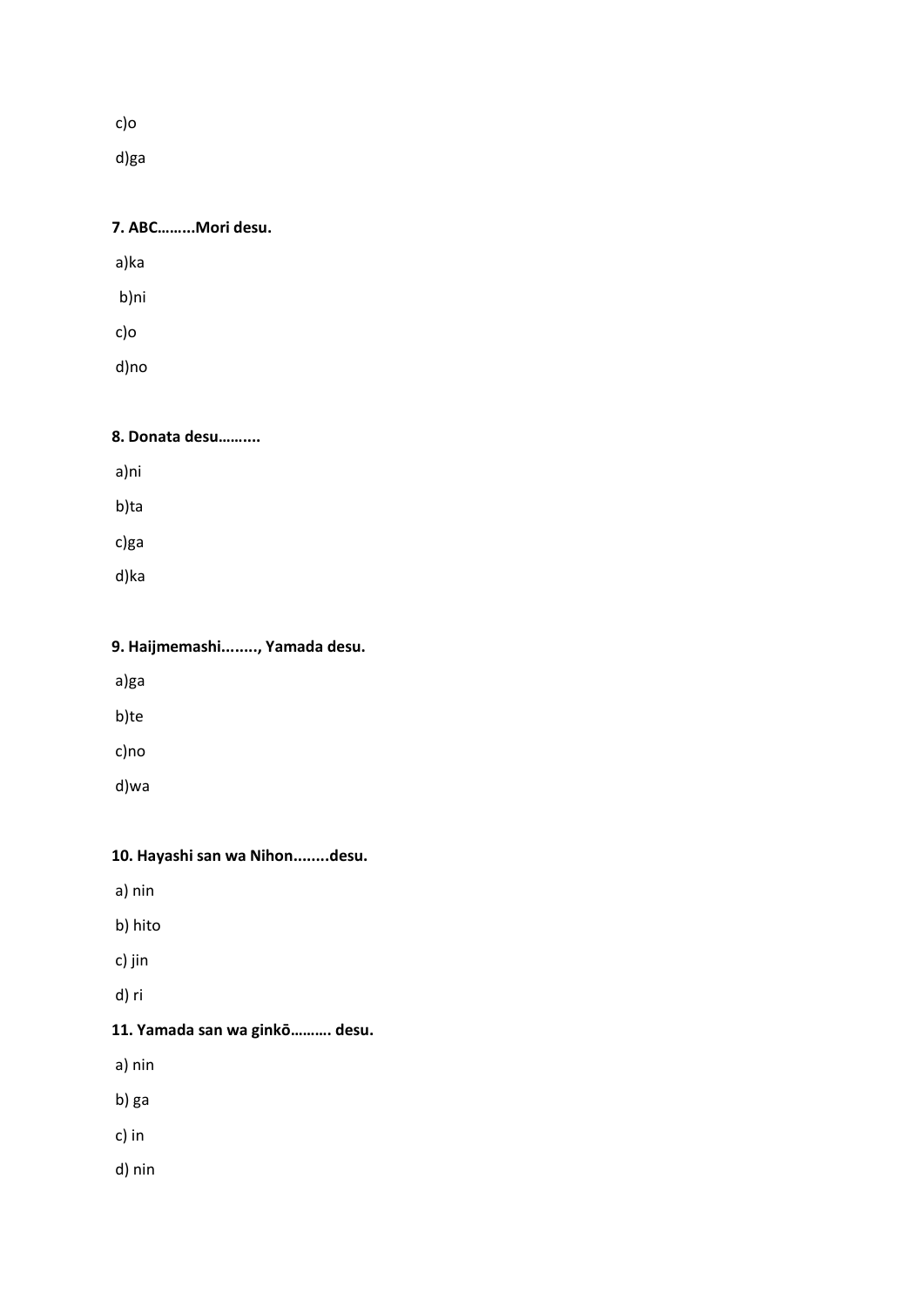c)o

d)ga

**7. ABC……...Mori desu.**

a)ka

b)ni

c)o

d)no

**8. Donata desu……....**

a)ni

b)ta

c)ga

d)ka

**9. Haijmemashi........, Yamada desu.**

a)ga

b)te

c)no

d)wa

**10. Hayashi san wa Nihon........desu.**

a) nin

b) hito

c) jin

d) ri

**11. Yamada san wa ginkō………. desu.**

a) nin

b) ga

c) in

d) nin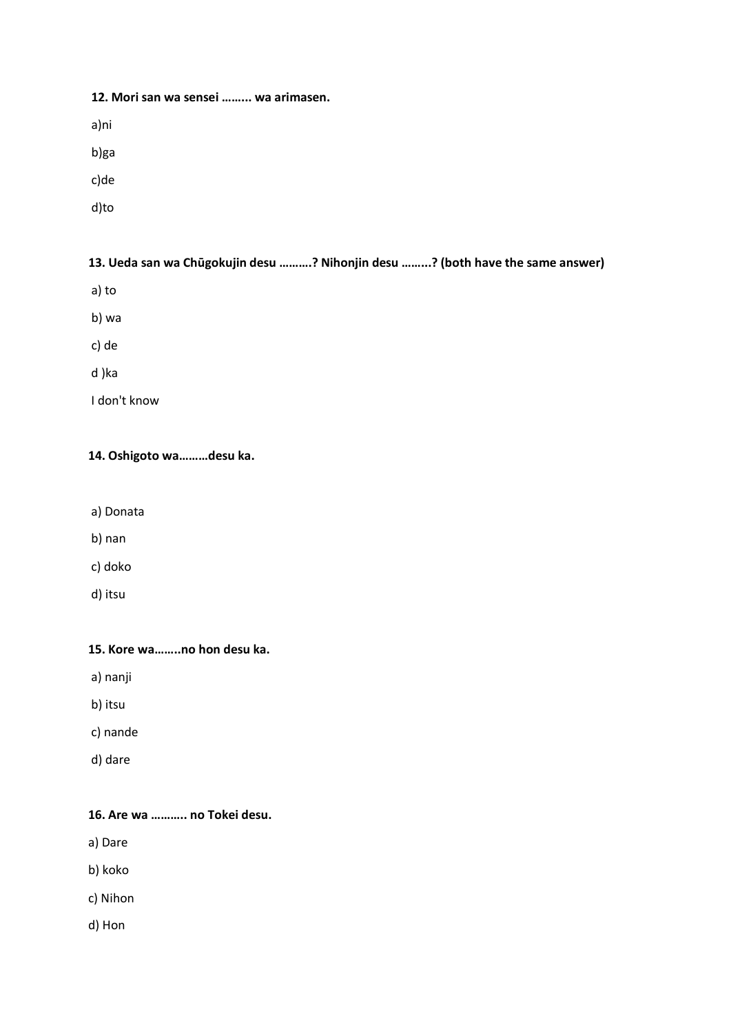**12. Mori san wa sensei ……... wa arimasen.**

a)ni

b)ga

c)de

d)to

**13. Ueda san wa Chūgokujin desu ……….? Nihonjin desu ……...? (both have the same answer)**

a) to

b) wa

c) de

d )ka

I don't know

**14. Oshigoto wa………desu ka.**

a) Donata

b) nan

c) doko

d) itsu

**15. Kore wa……..no hon desu ka.**

a) nanji

b) itsu

c) nande

d) dare

**16. Are wa ……….. no Tokei desu.**

a) Dare

b) koko

c) Nihon

d) Hon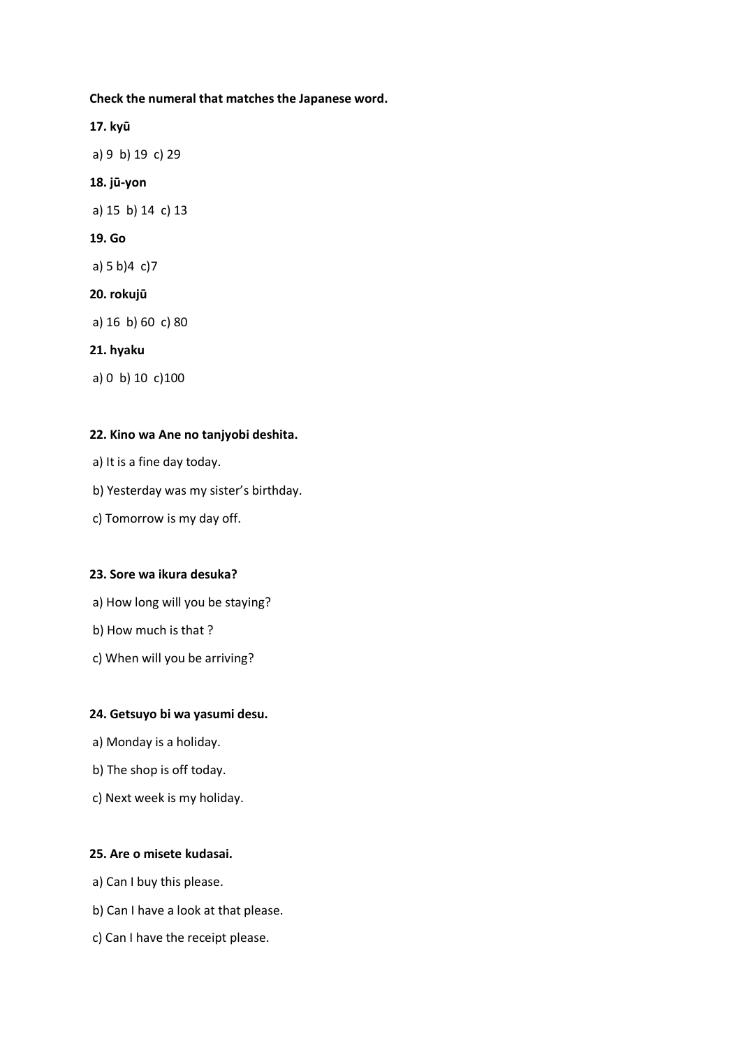**Check the numeral that matches the Japanese word.**

**17. kyū**

a) 9 b) 19 c) 29

**18. jū-yon**

a) 15 b) 14 c) 13

**19. Go**

a) 5 b)4 c)7

**20. rokujū**

a) 16 b) 60 c) 80

**21. hyaku**

a) 0 b) 10 c)100

**22. Kino wa Ane no tanjyobi deshita.**

a) It is a fine day today.

b) Yesterday was my sister's birthday.

c) Tomorrow is my day off.

**23. Sore wa ikura desuka?**

a) How long will you be staying?

b) How much is that ?

c) When will you be arriving?

**24. Getsuyo bi wa yasumi desu.**

a) Monday is a holiday.

b) The shop is off today.

c) Next week is my holiday.

**25. Are o misete kudasai.**

a) Can I buy this please.

b) Can I have a look at that please.

c) Can I have the receipt please.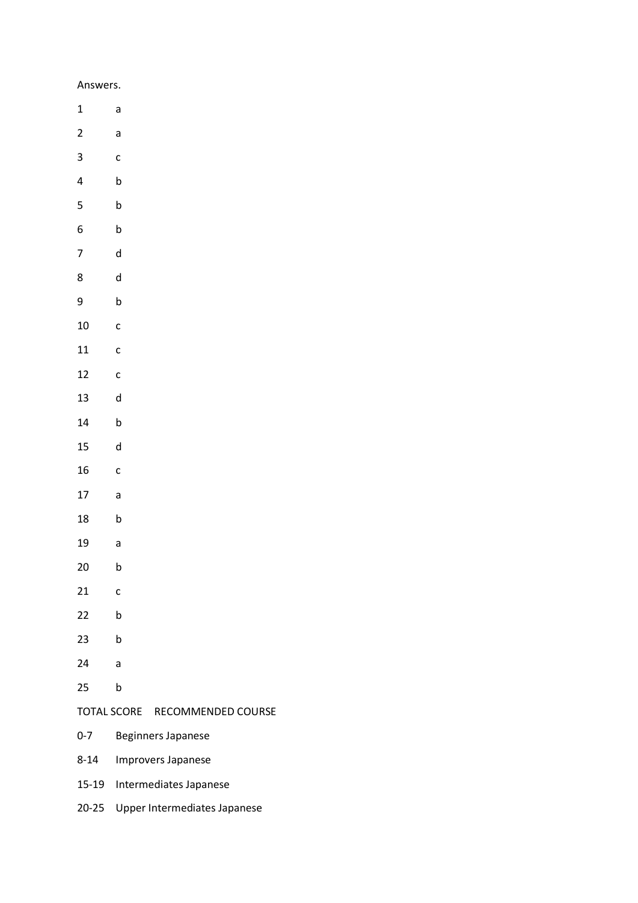Answers.

| | |
|---|---|
| 1 | a |
| 2 | a |
| 3 | c |
| 4 | b |
| 5 | b |
| 6 | b |
| 7 | d |
| 8 | d |
| 9 | b |
| 10 | c |
| 11 | c |
| 12 | c |
| 13 | d |
| 14 | b |
| 15 | d |
| 16 | c |
| 17 | a |
| 18 | b |
| 19 | a |
| 20 | b |
| 21 | c |
| 22 | b |
| 23 | b |
| 24 | a |
| 25 | b |

| TOTAL SCORE | RECOMMENDED COURSE |
|---|---|
| 0-7 | Beginners Japanese |
| 8-14 | Improvers Japanese |
| 15-19 | Intermediates Japanese |
| 20-25 | Upper Intermediates Japanese |